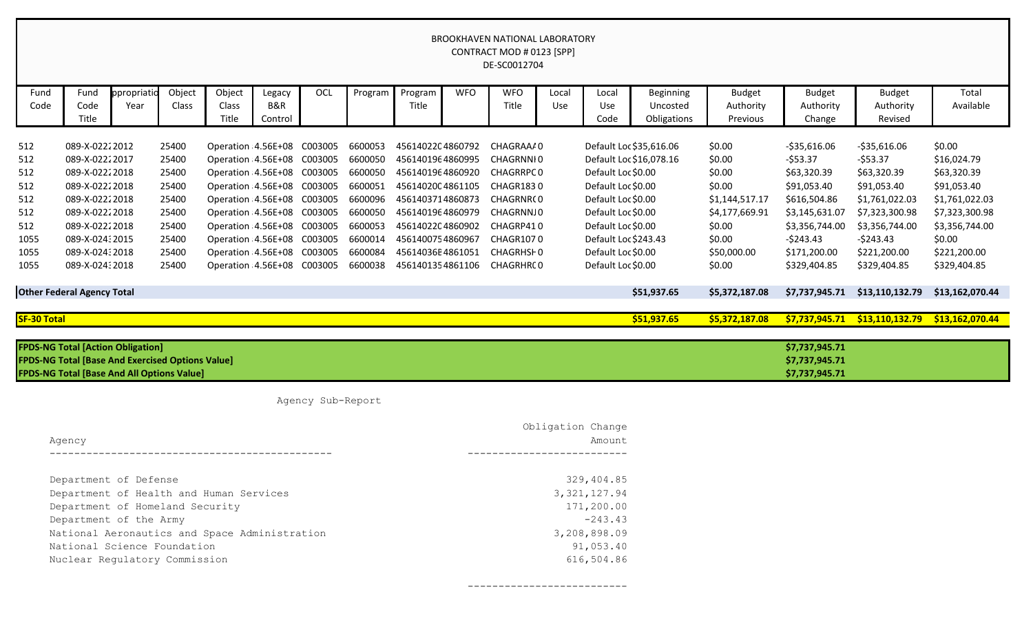BROOKHAVEN NATIONAL LABORATORY
CONTRACT MOD # 0123 [SPP]
DE-SC0012704

| Fund Code | Fund Code Title | ppropriatio Year | Object Class | Object Class Title | Legacy B&R Control | OCL | Program | Program Title | WFO | WFO Title | Local Use | Local Use Code | Beginning Uncosted Obligations | Budget Authority Previous | Budget Authority Change | Budget Authority Revised | Total Available |
|---|---|---|---|---|---|---|---|---|---|---|---|---|---|---|---|---|---|
| 512 | 089-X-0222 | 2012 | 25400 | Operation | 4.56E+08 | C003005 | 6600053 | 45614022C | 4860792 | CHAGRAA/ | 0 | Default Loc | $35,616.06 | $0.00 | -$35,616.06 | -$35,616.06 | $0.00 |
| 512 | 089-X-0222 | 2017 | 25400 | Operation | 4.56E+08 | C003005 | 6600050 | 456140196 | 4860995 | CHAGRNNI | 0 | Default Loc | $16,078.16 | $0.00 | -$53.37 | -$53.37 | $16,024.79 |
| 512 | 089-X-0222 | 2018 | 25400 | Operation | 4.56E+08 | C003005 | 6600050 | 456140196 | 4860920 | CHAGRRPC | 0 | Default Loc | $0.00 | $0.00 | $63,320.39 | $63,320.39 | $63,320.39 |
| 512 | 089-X-0222 | 2018 | 25400 | Operation | 4.56E+08 | C003005 | 6600051 | 45614020C | 4861105 | CHAGR183 | 0 | Default Loc | $0.00 | $0.00 | $91,053.40 | $91,053.40 | $91,053.40 |
| 512 | 089-X-0222 | 2018 | 25400 | Operation | 4.56E+08 | C003005 | 6600096 | 456140371 | 4860873 | CHAGRNRC | 0 | Default Loc | $0.00 | $1,144,517.17 | $616,504.86 | $1,761,022.03 | $1,761,022.03 |
| 512 | 089-X-0222 | 2018 | 25400 | Operation | 4.56E+08 | C003005 | 6600050 | 456140196 | 4860979 | CHAGRNNJ | 0 | Default Loc | $0.00 | $4,177,669.91 | $3,145,631.07 | $7,323,300.98 | $7,323,300.98 |
| 512 | 089-X-0222 | 2018 | 25400 | Operation | 4.56E+08 | C003005 | 6600053 | 45614022C | 4860902 | CHAGRP41 | 0 | Default Loc | $0.00 | $0.00 | $3,356,744.00 | $3,356,744.00 | $3,356,744.00 |
| 1055 | 089-X-0243 | 2015 | 25400 | Operation | 4.56E+08 | C003005 | 6600014 | 456140075 | 4860967 | CHAGR107 | 0 | Default Loc | $243.43 | $0.00 | -$243.43 | -$243.43 | $0.00 |
| 1055 | 089-X-0243 | 2018 | 25400 | Operation | 4.56E+08 | C003005 | 6600084 | 45614036E | 4861051 | CHAGRHSI | 0 | Default Loc | $0.00 | $50,000.00 | $171,200.00 | $221,200.00 | $221,200.00 |
| 1055 | 089-X-0243 | 2018 | 25400 | Operation | 4.56E+08 | C003005 | 6600038 | 456140135 | 4861106 | CHAGRHRC | 0 | Default Loc | $0.00 | $0.00 | $329,404.85 | $329,404.85 | $329,404.85 |
| **Other Federal Agency Total** | | | | | | | | | | | | | **$51,937.65** | **$5,372,187.08** | **$7,737,945.71** | **$13,110,132.79** | **$13,162,070.44** |
| **SF-30 Total** | | | | | | | | | | | | | **$51,937.65** | **$5,372,187.08** | **$7,737,945.71** | **$13,110,132.79** | **$13,162,070.44** |

| | |
|---|---|
| **FPDS-NG Total [Action Obligation]** | **$7,737,945.71** |
| **FPDS-NG Total [Base And Exercised Options Value]** | **$7,737,945.71** |
| **FPDS-NG Total [Base And All Options Value]** | **$7,737,945.71** |

Agency Sub-Report

| Agency | Obligation Change Amount |
|---|---|
| Department of Defense | 329,404.85 |
| Department of Health and Human Services | 3,321,127.94 |
| Department of Homeland Security | 171,200.00 |
| Department of the Army | -243.43 |
| National Aeronautics and Space Administration | 3,208,898.09 |
| National Science Foundation | 91,053.40 |
| Nuclear Regulatory Commission | 616,504.86 |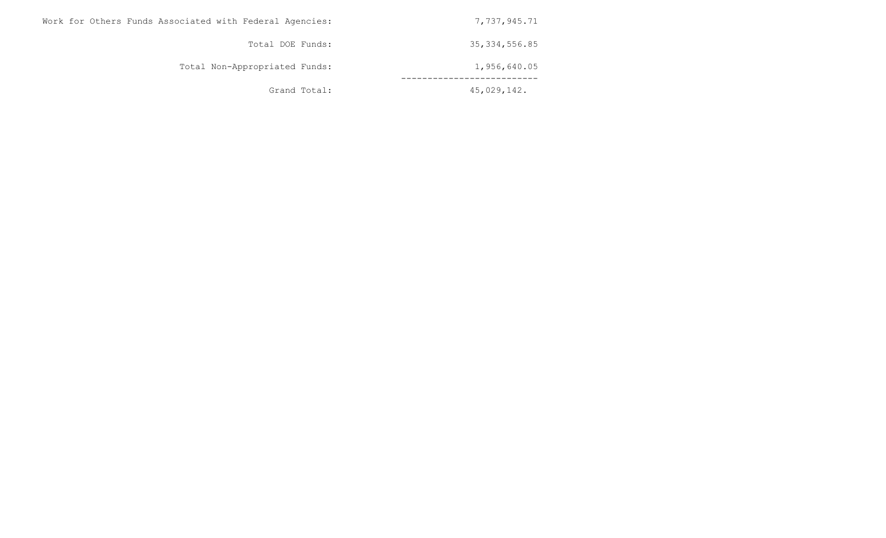| | |
|---|---|
| Work for Others Funds Associated with Federal Agencies: | 7,737,945.71 |
| Total DOE Funds: | 35,334,556.85 |
| Total Non-Appropriated Funds: | 1,956,640.05 |
| Grand Total: | 45,029,142. |